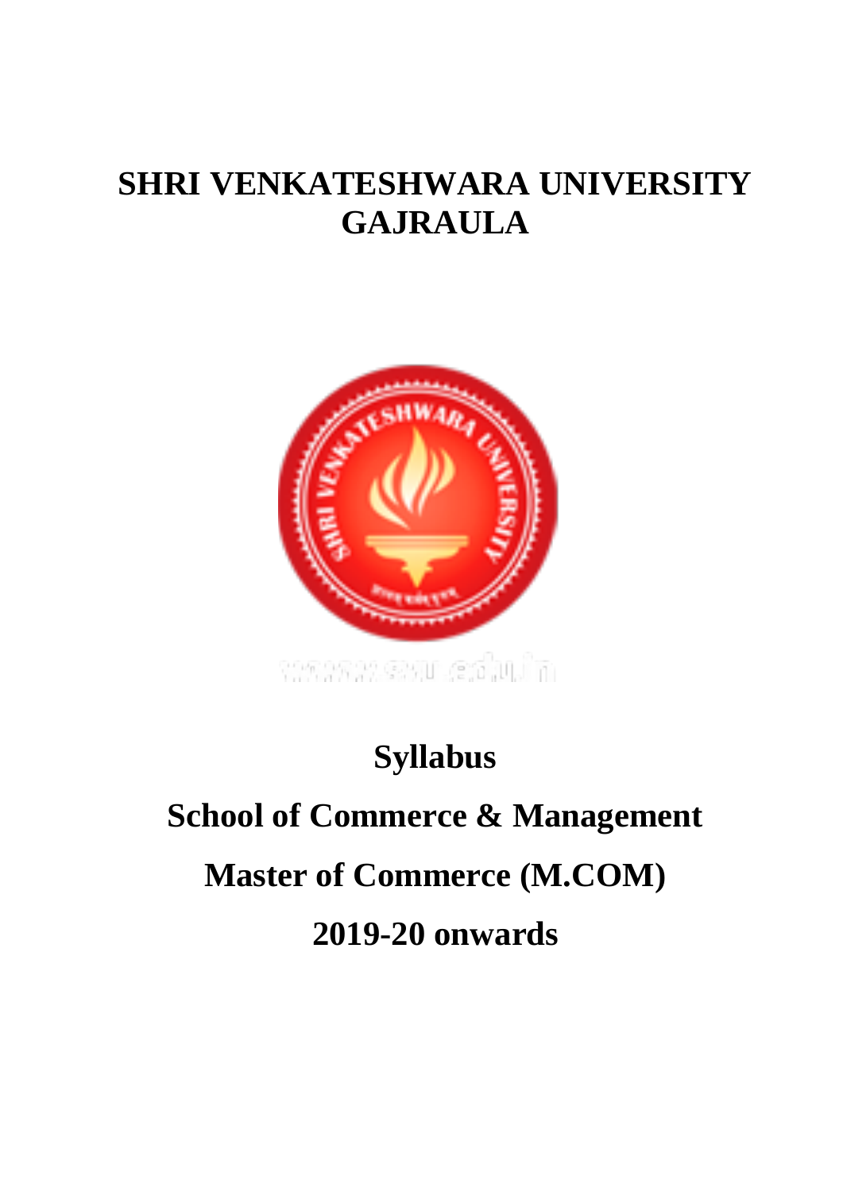# SHRI VENKATESHWARA UNIVERSITY GAJRAULA

www.svu.edu.in

# Syllabus

# School of Commerce & Management

# Master of Commerce (M.COM)

# 2019-20 onwards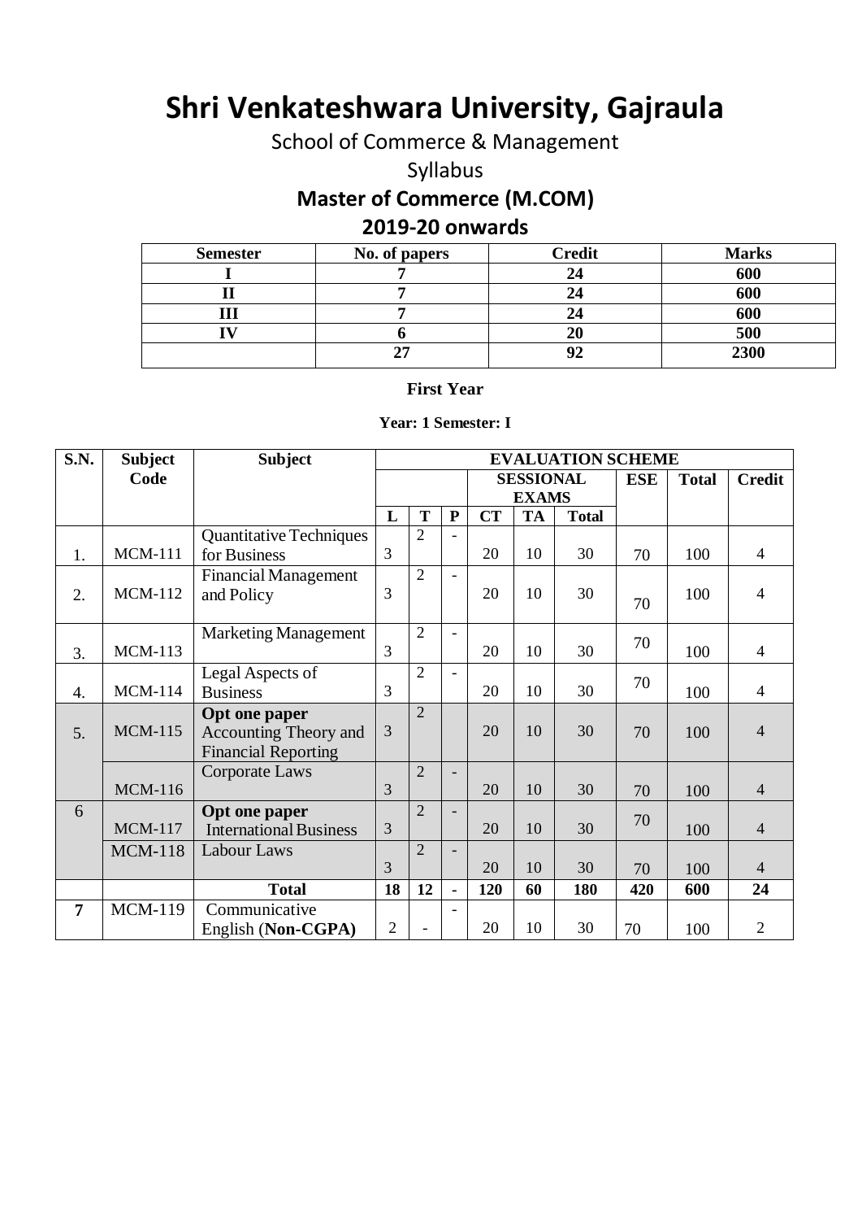# Shri Venkateshwara University, Gajraula

School of Commerce & Management

Syllabus

## Master of Commerce (M.COM)

## 2019-20 onwards

| Semester | No. of papers | Credit | Marks |
|---|---|---|---|
| I | 7 | 24 | 600 |
| II | 7 | 24 | 600 |
| III | 7 | 24 | 600 |
| IV | 6 | 20 | 500 |
| | 27 | 92 | 2300 |

**First Year**

**Year: 1 Semester: I**

| S.N. | Subject Code | Subject | EVALUATION SCHEME | | | | | | | | |
|---|---|---|---|---|---|---|---|---|---|---|---|
| | | | | | | SESSIONAL EXAMS | | | ESE | Total | Credit |
| | | | L | T | P | CT | TA | Total | | | |
| 1. | MCM-111 | Quantitative Techniques for Business | 3 | 2 | - | 20 | 10 | 30 | 70 | 100 | 4 |
| 2. | MCM-112 | Financial Management and Policy | 3 | 2 | - | 20 | 10 | 30 | 70 | 100 | 4 |
| 3. | MCM-113 | Marketing Management | 3 | 2 | - | 20 | 10 | 30 | 70 | 100 | 4 |
| 4. | MCM-114 | Legal Aspects of Business | 3 | 2 | - | 20 | 10 | 30 | 70 | 100 | 4 |
| 5. | MCM-115 | **Opt one paper** Accounting Theory and Financial Reporting | 3 | 2 | | 20 | 10 | 30 | 70 | 100 | 4 |
| | MCM-116 | Corporate Laws | 3 | 2 | - | 20 | 10 | 30 | 70 | 100 | 4 |
| 6 | MCM-117 | **Opt one paper** International Business | 3 | 2 | - | 20 | 10 | 30 | 70 | 100 | 4 |
| | MCM-118 | Labour Laws | 3 | 2 | - | 20 | 10 | 30 | 70 | 100 | 4 |
| | | **Total** | **18** | **12** | **-** | **120** | **60** | **180** | **420** | **600** | **24** |
| **7** | MCM-119 | Communicative English (**Non-CGPA**) | 2 | - | - | 20 | 10 | 30 | 70 | 100 | 2 |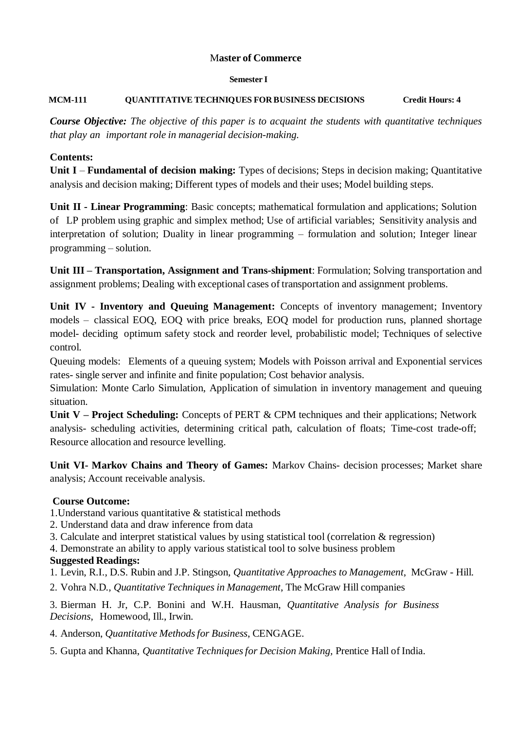# Master of Commerce

## Semester I

**MCM-111 QUANTITATIVE TECHNIQUES FOR BUSINESS DECISIONS Credit Hours: 4**

***Course Objective:*** *The objective of this paper is to acquaint the students with quantitative techniques that play an important role in managerial decision-making.*

**Contents:**

**Unit I** – **Fundamental of decision making:** Types of decisions; Steps in decision making; Quantitative analysis and decision making; Different types of models and their uses; Model building steps.

**Unit II - Linear Programming**: Basic concepts; mathematical formulation and applications; Solution of LP problem using graphic and simplex method; Use of artificial variables; Sensitivity analysis and interpretation of solution; Duality in linear programming – formulation and solution; Integer linear programming – solution.

**Unit III – Transportation, Assignment and Trans-shipment**: Formulation; Solving transportation and assignment problems; Dealing with exceptional cases of transportation and assignment problems.

**Unit IV - Inventory and Queuing Management:** Concepts of inventory management; Inventory models – classical EOQ, EOQ with price breaks, EOQ model for production runs, planned shortage model- deciding optimum safety stock and reorder level, probabilistic model; Techniques of selective control.

Queuing models: Elements of a queuing system; Models with Poisson arrival and Exponential services rates- single server and infinite and finite population; Cost behavior analysis.

Simulation: Monte Carlo Simulation, Application of simulation in inventory management and queuing situation.

**Unit V – Project Scheduling:** Concepts of PERT & CPM techniques and their applications; Network analysis- scheduling activities, determining critical path, calculation of floats; Time-cost trade-off; Resource allocation and resource levelling.

**Unit VI- Markov Chains and Theory of Games:** Markov Chains- decision processes; Market share analysis; Account receivable analysis.

**Course Outcome:**

1. Understand various quantitative & statistical methods
2. Understand data and draw inference from data
3. Calculate and interpret statistical values by using statistical tool (correlation & regression)
4. Demonstrate an ability to apply various statistical tool to solve business problem

**Suggested Readings:**

1. Levin, R.I., D.S. Rubin and J.P. Stingson, *Quantitative Approaches to Management*, McGraw - Hill.
2. Vohra N.D., *Quantitative Techniques in Management*, The McGraw Hill companies
3. Bierman H. Jr, C.P. Bonini and W.H. Hausman, *Quantitative Analysis for Business Decisions*, Homewood, Ill., Irwin.
4. Anderson, *Quantitative Methods for Business*, CENGAGE.
5. Gupta and Khanna, *Quantitative Techniques for Decision Making*, Prentice Hall of India.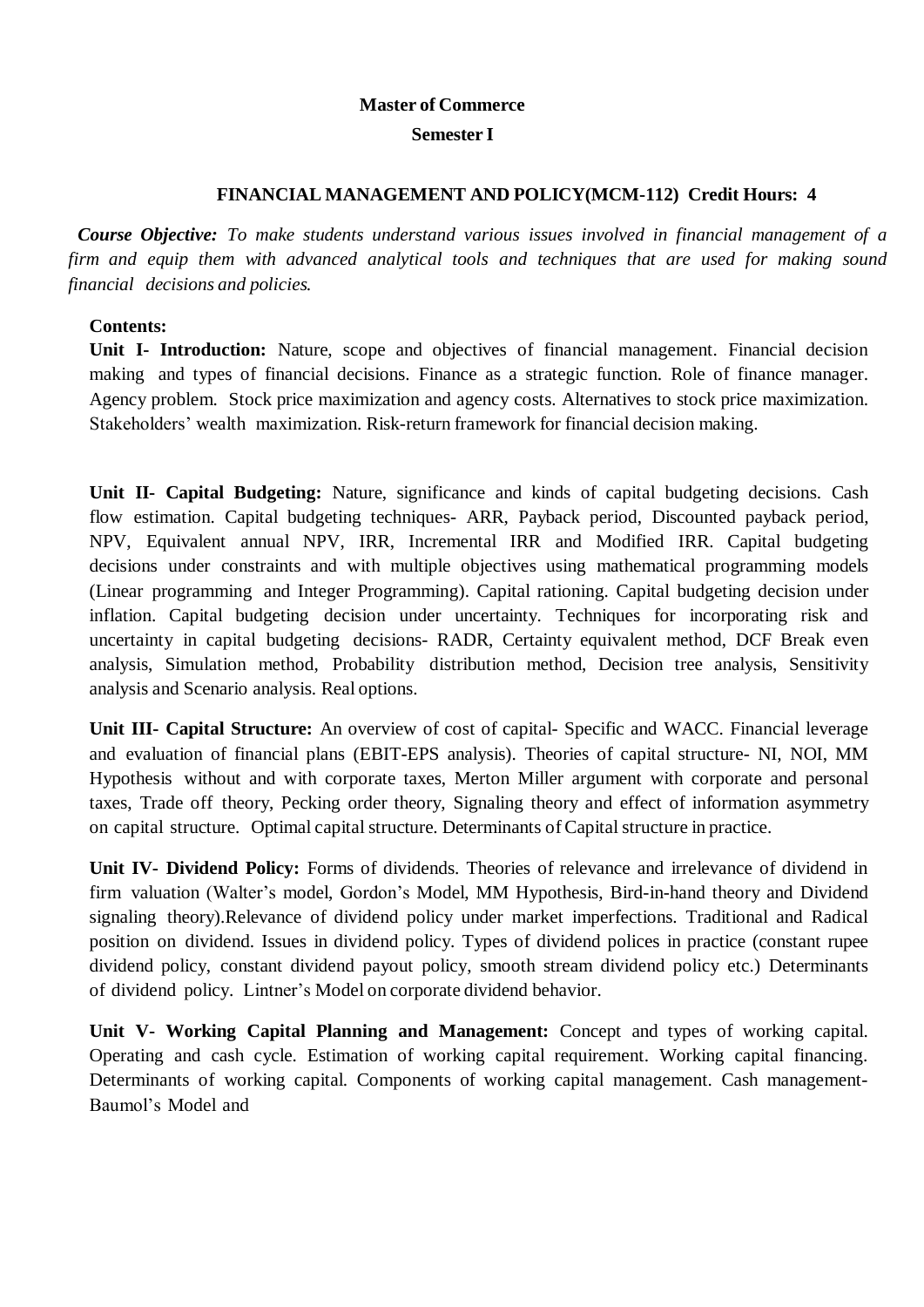**Master of Commerce**

**Semester I**

**FINANCIAL MANAGEMENT AND POLICY(MCM-112) Credit Hours: 4**

***Course Objective:*** *To make students understand various issues involved in financial management of a firm and equip them with advanced analytical tools and techniques that are used for making sound financial decisions and policies.*

**Contents:**

**Unit I- Introduction:** Nature, scope and objectives of financial management. Financial decision making and types of financial decisions. Finance as a strategic function. Role of finance manager. Agency problem. Stock price maximization and agency costs. Alternatives to stock price maximization. Stakeholders' wealth maximization. Risk-return framework for financial decision making.

**Unit II- Capital Budgeting:** Nature, significance and kinds of capital budgeting decisions. Cash flow estimation. Capital budgeting techniques- ARR, Payback period, Discounted payback period, NPV, Equivalent annual NPV, IRR, Incremental IRR and Modified IRR. Capital budgeting decisions under constraints and with multiple objectives using mathematical programming models (Linear programming and Integer Programming). Capital rationing. Capital budgeting decision under inflation. Capital budgeting decision under uncertainty. Techniques for incorporating risk and uncertainty in capital budgeting decisions- RADR, Certainty equivalent method, DCF Break even analysis, Simulation method, Probability distribution method, Decision tree analysis, Sensitivity analysis and Scenario analysis. Real options.

**Unit III- Capital Structure:** An overview of cost of capital- Specific and WACC. Financial leverage and evaluation of financial plans (EBIT-EPS analysis). Theories of capital structure- NI, NOI, MM Hypothesis without and with corporate taxes, Merton Miller argument with corporate and personal taxes, Trade off theory, Pecking order theory, Signaling theory and effect of information asymmetry on capital structure. Optimal capital structure. Determinants of Capital structure in practice.

**Unit IV- Dividend Policy:** Forms of dividends. Theories of relevance and irrelevance of dividend in firm valuation (Walter's model, Gordon's Model, MM Hypothesis, Bird-in-hand theory and Dividend signaling theory).Relevance of dividend policy under market imperfections. Traditional and Radical position on dividend. Issues in dividend policy. Types of dividend polices in practice (constant rupee dividend policy, constant dividend payout policy, smooth stream dividend policy etc.) Determinants of dividend policy. Lintner's Model on corporate dividend behavior.

**Unit V- Working Capital Planning and Management:** Concept and types of working capital. Operating and cash cycle. Estimation of working capital requirement. Working capital financing. Determinants of working capital. Components of working capital management. Cash management- Baumol's Model and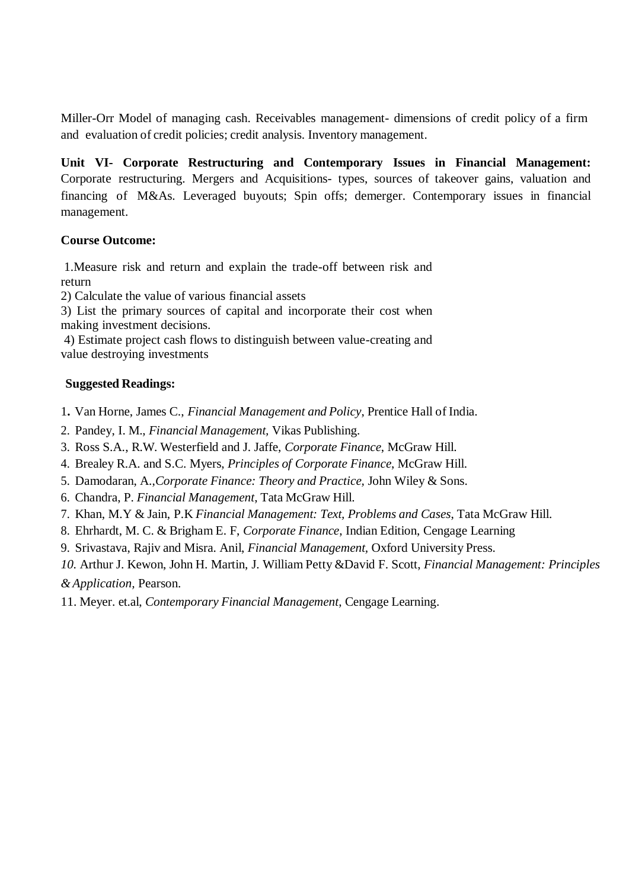Miller-Orr Model of managing cash. Receivables management- dimensions of credit policy of a firm and evaluation of credit policies; credit analysis. Inventory management.

**Unit VI- Corporate Restructuring and Contemporary Issues in Financial Management:** Corporate restructuring. Mergers and Acquisitions- types, sources of takeover gains, valuation and financing of M&As. Leveraged buyouts; Spin offs; demerger. Contemporary issues in financial management.

**Course Outcome:**

1.Measure risk and return and explain the trade-off between risk and return
2) Calculate the value of various financial assets
3) List the primary sources of capital and incorporate their cost when making investment decisions.
4) Estimate project cash flows to distinguish between value-creating and value destroying investments

**Suggested Readings:**

1. Van Horne, James C., *Financial Management and Policy*, Prentice Hall of India.
2. Pandey, I. M., *Financial Management,* Vikas Publishing.
3. Ross S.A., R.W. Westerfield and J. Jaffe, *Corporate Finance*, McGraw Hill.
4. Brealey R.A. and S.C. Myers, *Principles of Corporate Finance*, McGraw Hill.
5. Damodaran, A.,*Corporate Finance: Theory and Practice,* John Wiley & Sons.
6. Chandra, P. *Financial Management,* Tata McGraw Hill.
7. Khan, M.Y & Jain, P.K *Financial Management: Text, Problems and Cases*, Tata McGraw Hill.
8. Ehrhardt, M. C. & Brigham E. F, *Corporate Finance,* Indian Edition, Cengage Learning
9. Srivastava, Rajiv and Misra. Anil, *Financial Management,* Oxford University Press.
10. Arthur J. Kewon, John H. Martin, J. William Petty &David F. Scott, *Financial Management: Principles & Application,* Pearson.
11. Meyer. et.al, *Contemporary Financial Management,* Cengage Learning.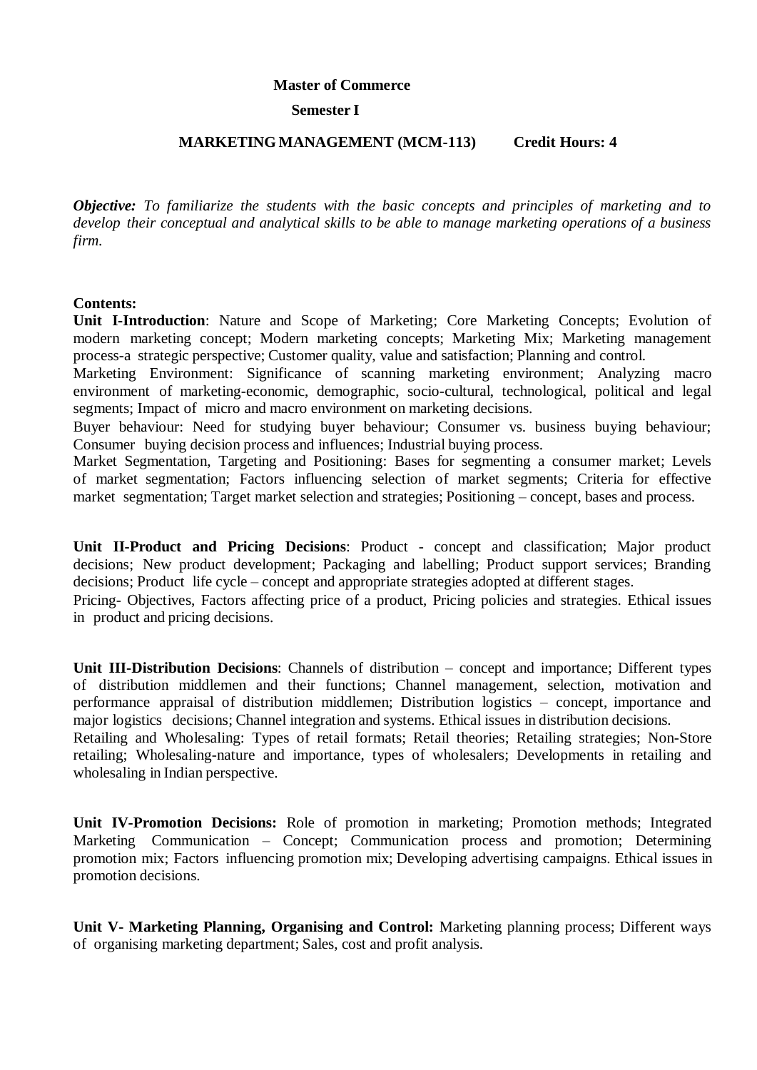**Master of Commerce**

**Semester I**

**MARKETING MANAGEMENT (MCM-113) Credit Hours: 4**

***Objective:*** *To familiarize the students with the basic concepts and principles of marketing and to develop their conceptual and analytical skills to be able to manage marketing operations of a business firm.*

**Contents:**

**Unit I-Introduction**: Nature and Scope of Marketing; Core Marketing Concepts; Evolution of modern marketing concept; Modern marketing concepts; Marketing Mix; Marketing management process-a strategic perspective; Customer quality, value and satisfaction; Planning and control.

Marketing Environment: Significance of scanning marketing environment; Analyzing macro environment of marketing-economic, demographic, socio-cultural, technological, political and legal segments; Impact of micro and macro environment on marketing decisions.

Buyer behaviour: Need for studying buyer behaviour; Consumer vs. business buying behaviour; Consumer buying decision process and influences; Industrial buying process.

Market Segmentation, Targeting and Positioning: Bases for segmenting a consumer market; Levels of market segmentation; Factors influencing selection of market segments; Criteria for effective market segmentation; Target market selection and strategies; Positioning – concept, bases and process.

**Unit II-Product and Pricing Decisions**: Product - concept and classification; Major product decisions; New product development; Packaging and labelling; Product support services; Branding decisions; Product life cycle – concept and appropriate strategies adopted at different stages.

Pricing- Objectives, Factors affecting price of a product, Pricing policies and strategies. Ethical issues in product and pricing decisions.

**Unit III-Distribution Decisions**: Channels of distribution – concept and importance; Different types of distribution middlemen and their functions; Channel management, selection, motivation and performance appraisal of distribution middlemen; Distribution logistics – concept, importance and major logistics decisions; Channel integration and systems. Ethical issues in distribution decisions.

Retailing and Wholesaling: Types of retail formats; Retail theories; Retailing strategies; Non-Store retailing; Wholesaling-nature and importance, types of wholesalers; Developments in retailing and wholesaling in Indian perspective.

**Unit IV-Promotion Decisions:** Role of promotion in marketing; Promotion methods; Integrated Marketing Communication – Concept; Communication process and promotion; Determining promotion mix; Factors influencing promotion mix; Developing advertising campaigns. Ethical issues in promotion decisions.

**Unit V- Marketing Planning, Organising and Control:** Marketing planning process; Different ways of organising marketing department; Sales, cost and profit analysis.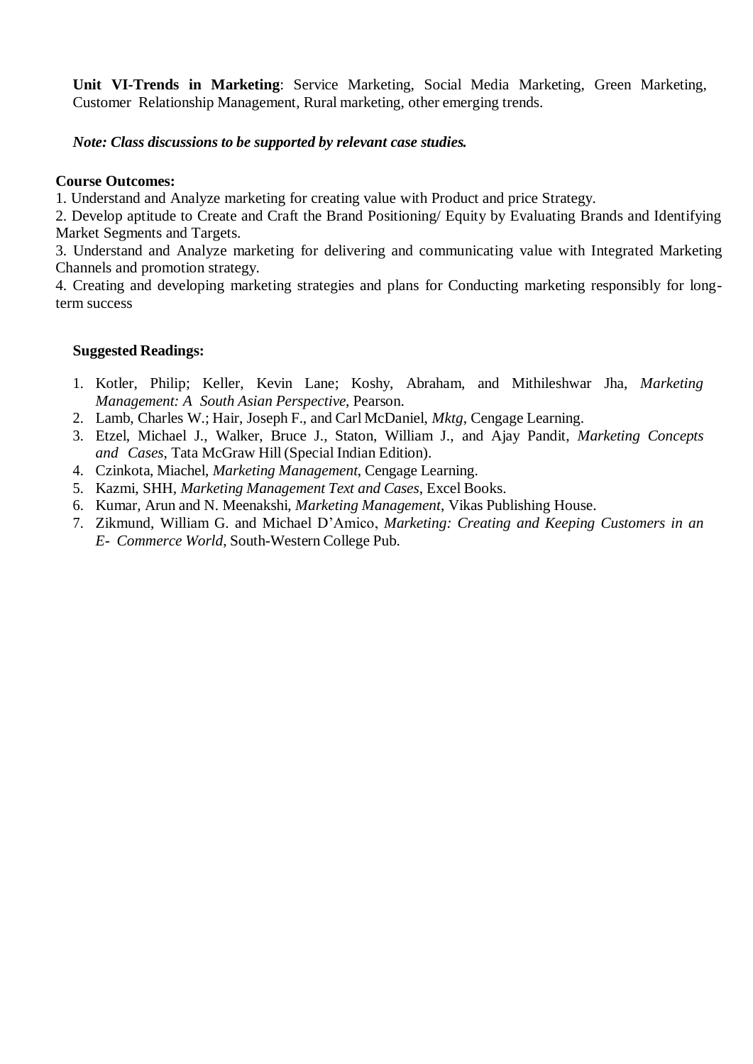**Unit VI-Trends in Marketing**: Service Marketing, Social Media Marketing, Green Marketing, Customer Relationship Management, Rural marketing, other emerging trends.

***Note: Class discussions to be supported by relevant case studies.***

**Course Outcomes:**

1. Understand and Analyze marketing for creating value with Product and price Strategy.
2. Develop aptitude to Create and Craft the Brand Positioning/ Equity by Evaluating Brands and Identifying Market Segments and Targets.
3. Understand and Analyze marketing for delivering and communicating value with Integrated Marketing Channels and promotion strategy.
4. Creating and developing marketing strategies and plans for Conducting marketing responsibly for long-term success

**Suggested Readings:**

1. Kotler, Philip; Keller, Kevin Lane; Koshy, Abraham, and Mithileshwar Jha, *Marketing Management: A South Asian Perspective*, Pearson.
2. Lamb, Charles W.; Hair, Joseph F., and Carl McDaniel, *Mktg*, Cengage Learning.
3. Etzel, Michael J., Walker, Bruce J., Staton, William J., and Ajay Pandit, *Marketing Concepts and Cases*, Tata McGraw Hill (Special Indian Edition).
4. Czinkota, Miachel, *Marketing Management*, Cengage Learning.
5. Kazmi, SHH, *Marketing Management Text and Cases*, Excel Books.
6. Kumar, Arun and N. Meenakshi, *Marketing Management*, Vikas Publishing House.
7. Zikmund, William G. and Michael D'Amico, *Marketing: Creating and Keeping Customers in an E- Commerce World*, South-Western College Pub.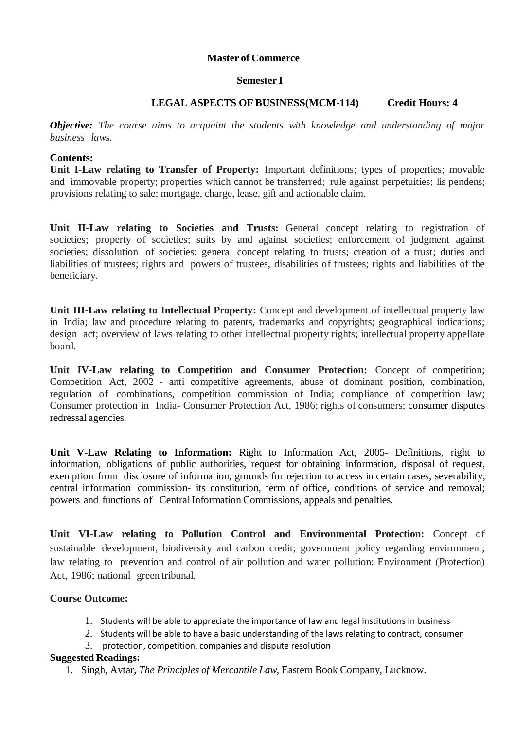**Master of Commerce**

**Semester I**

**LEGAL ASPECTS OF BUSINESS(MCM-114) Credit Hours: 4**

***Objective:*** *The course aims to acquaint the students with knowledge and understanding of major business laws.*

**Contents:**

**Unit I-Law relating to Transfer of Property:** Important definitions; types of properties; movable and immovable property; properties which cannot be transferred; rule against perpetuities; lis pendens; provisions relating to sale; mortgage, charge, lease, gift and actionable claim.

**Unit II-Law relating to Societies and Trusts:** General concept relating to registration of societies; property of societies; suits by and against societies; enforcement of judgment against societies; dissolution of societies; general concept relating to trusts; creation of a trust; duties and liabilities of trustees; rights and powers of trustees, disabilities of trustees; rights and liabilities of the beneficiary.

**Unit III-Law relating to Intellectual Property:** Concept and development of intellectual property law in India; law and procedure relating to patents, trademarks and copyrights; geographical indications; design act; overview of laws relating to other intellectual property rights; intellectual property appellate board.

**Unit IV-Law relating to Competition and Consumer Protection:** Concept of competition; Competition Act, 2002 - anti competitive agreements, abuse of dominant position, combination, regulation of combinations, competition commission of India; compliance of competition law; Consumer protection in India- Consumer Protection Act, 1986; rights of consumers; consumer disputes redressal agencies.

**Unit V-Law Relating to Information:** Right to Information Act, 2005- Definitions, right to information, obligations of public authorities, request for obtaining information, disposal of request, exemption from disclosure of information, grounds for rejection to access in certain cases, severability; central information commission- its constitution, term of office, conditions of service and removal; powers and functions of Central Information Commissions, appeals and penalties.

**Unit VI-Law relating to Pollution Control and Environmental Protection:** Concept of sustainable development, biodiversity and carbon credit; government policy regarding environment; law relating to prevention and control of air pollution and water pollution; Environment (Protection) Act, 1986; national green tribunal.

**Course Outcome:**

1. Students will be able to appreciate the importance of law and legal institutions in business
2. Students will be able to have a basic understanding of the laws relating to contract, consumer
3. protection, competition, companies and dispute resolution

**Suggested Readings:**

1. Singh, Avtar, *The Principles of Mercantile Law*, Eastern Book Company, Lucknow.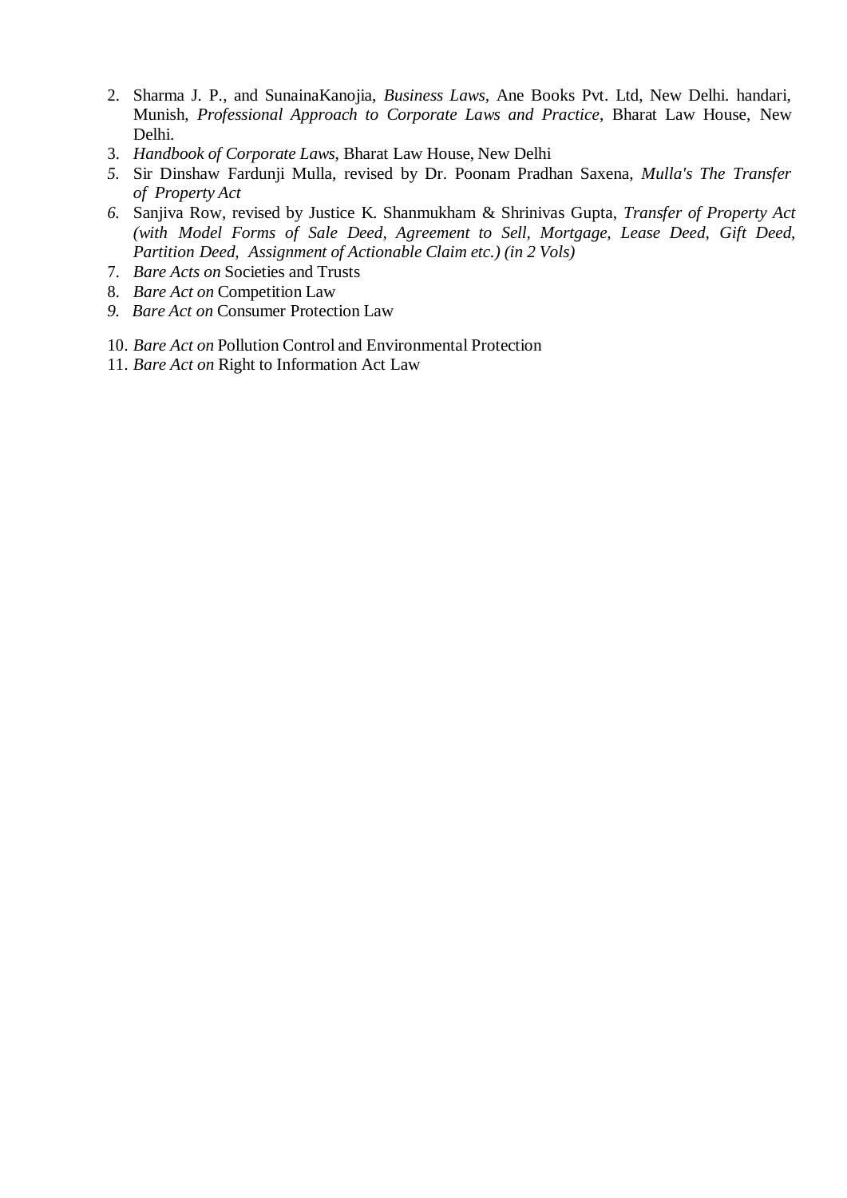2. Sharma J. P., and SunainaKanojia, *Business Laws*, Ane Books Pvt. Ltd, New Delhi. handari, Munish, *Professional Approach to Corporate Laws and Practice*, Bharat Law House, New Delhi.
3. *Handbook of Corporate Laws*, Bharat Law House, New Delhi
5. Sir Dinshaw Fardunji Mulla, revised by Dr. Poonam Pradhan Saxena, *Mulla's The Transfer of Property Act*
6. Sanjiva Row, revised by Justice K. Shanmukham & Shrinivas Gupta, *Transfer of Property Act (with Model Forms of Sale Deed, Agreement to Sell, Mortgage, Lease Deed, Gift Deed, Partition Deed, Assignment of Actionable Claim etc.) (in 2 Vols)*
7. *Bare Acts on* Societies and Trusts
8. *Bare Act on* Competition Law
9. *Bare Act on* Consumer Protection Law
10. *Bare Act on* Pollution Control and Environmental Protection
11. *Bare Act on* Right to Information Act Law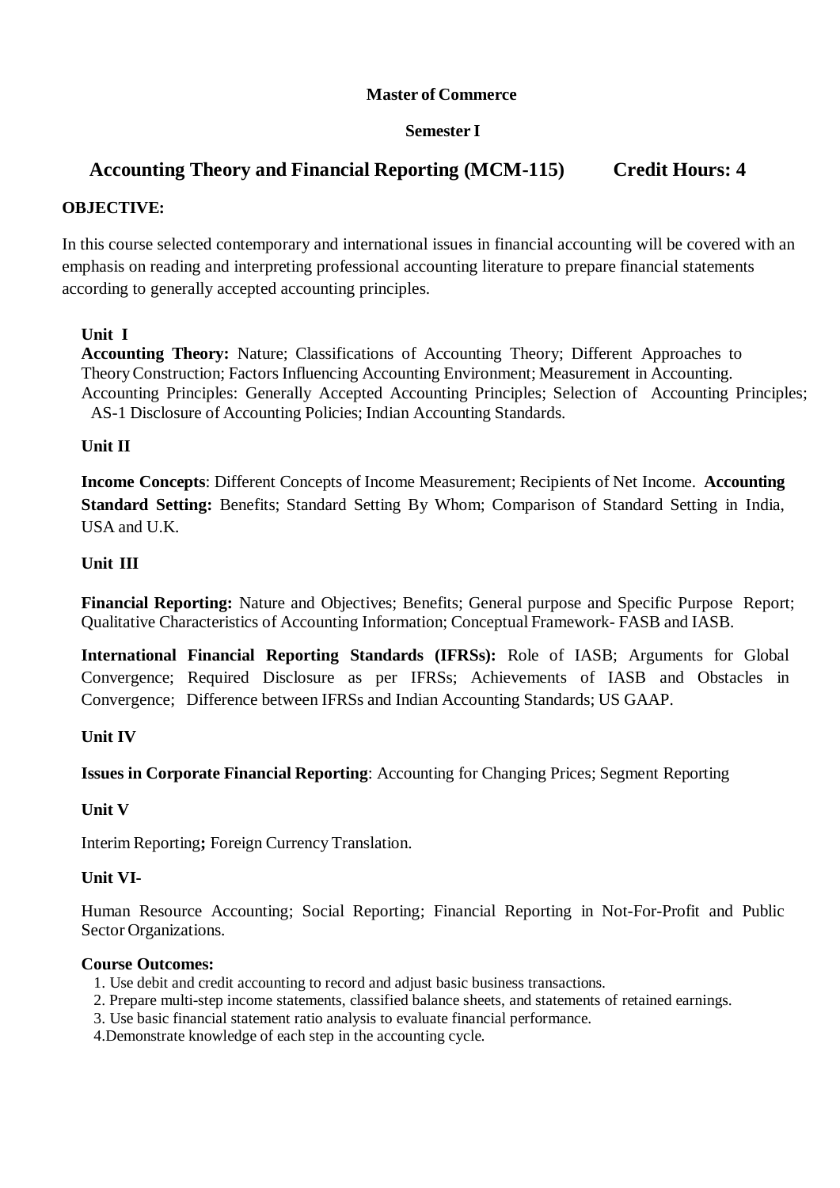**Master of Commerce**

**Semester I**

## Accounting Theory and Financial Reporting (MCM-115) Credit Hours: 4

**OBJECTIVE:**

In this course selected contemporary and international issues in financial accounting will be covered with an emphasis on reading and interpreting professional accounting literature to prepare financial statements according to generally accepted accounting principles.

**Unit I**

**Accounting Theory:** Nature; Classifications of Accounting Theory; Different Approaches to Theory Construction; Factors Influencing Accounting Environment; Measurement in Accounting. Accounting Principles: Generally Accepted Accounting Principles; Selection of Accounting Principles; AS-1 Disclosure of Accounting Policies; Indian Accounting Standards.

**Unit II**

**Income Concepts**: Different Concepts of Income Measurement; Recipients of Net Income. **Accounting Standard Setting:** Benefits; Standard Setting By Whom; Comparison of Standard Setting in India, USA and U.K.

**Unit III**

**Financial Reporting:** Nature and Objectives; Benefits; General purpose and Specific Purpose Report; Qualitative Characteristics of Accounting Information; Conceptual Framework- FASB and IASB.

**International Financial Reporting Standards (IFRSs):** Role of IASB; Arguments for Global Convergence; Required Disclosure as per IFRSs; Achievements of IASB and Obstacles in Convergence; Difference between IFRSs and Indian Accounting Standards; US GAAP.

**Unit IV**

**Issues in Corporate Financial Reporting**: Accounting for Changing Prices; Segment Reporting

**Unit V**

Interim Reporting**;** Foreign Currency Translation.

**Unit VI-**

Human Resource Accounting; Social Reporting; Financial Reporting in Not-For-Profit and Public Sector Organizations.

**Course Outcomes:**

1. Use debit and credit accounting to record and adjust basic business transactions.
2. Prepare multi-step income statements, classified balance sheets, and statements of retained earnings.
3. Use basic financial statement ratio analysis to evaluate financial performance.
4. Demonstrate knowledge of each step in the accounting cycle.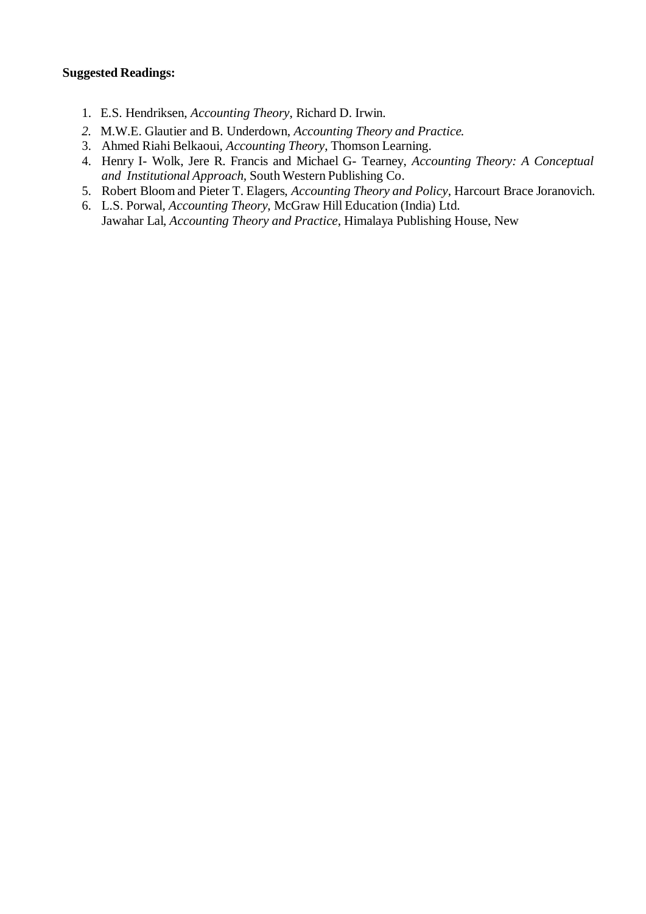**Suggested Readings:**

1. E.S. Hendriksen, *Accounting Theory*, Richard D. Irwin.
2. M.W.E. Glautier and B. Underdown, *Accounting Theory and Practice.*
3. Ahmed Riahi Belkaoui, *Accounting Theory*, Thomson Learning.
4. Henry I- Wolk, Jere R. Francis and Michael G- Tearney, *Accounting Theory: A Conceptual and Institutional Approach*, South Western Publishing Co.
5. Robert Bloom and Pieter T. Elagers, *Accounting Theory and Policy*, Harcourt Brace Joranovich.
6. L.S. Porwal, *Accounting Theory*, McGraw Hill Education (India) Ltd.
   Jawahar Lal, *Accounting Theory and Practice*, Himalaya Publishing House, New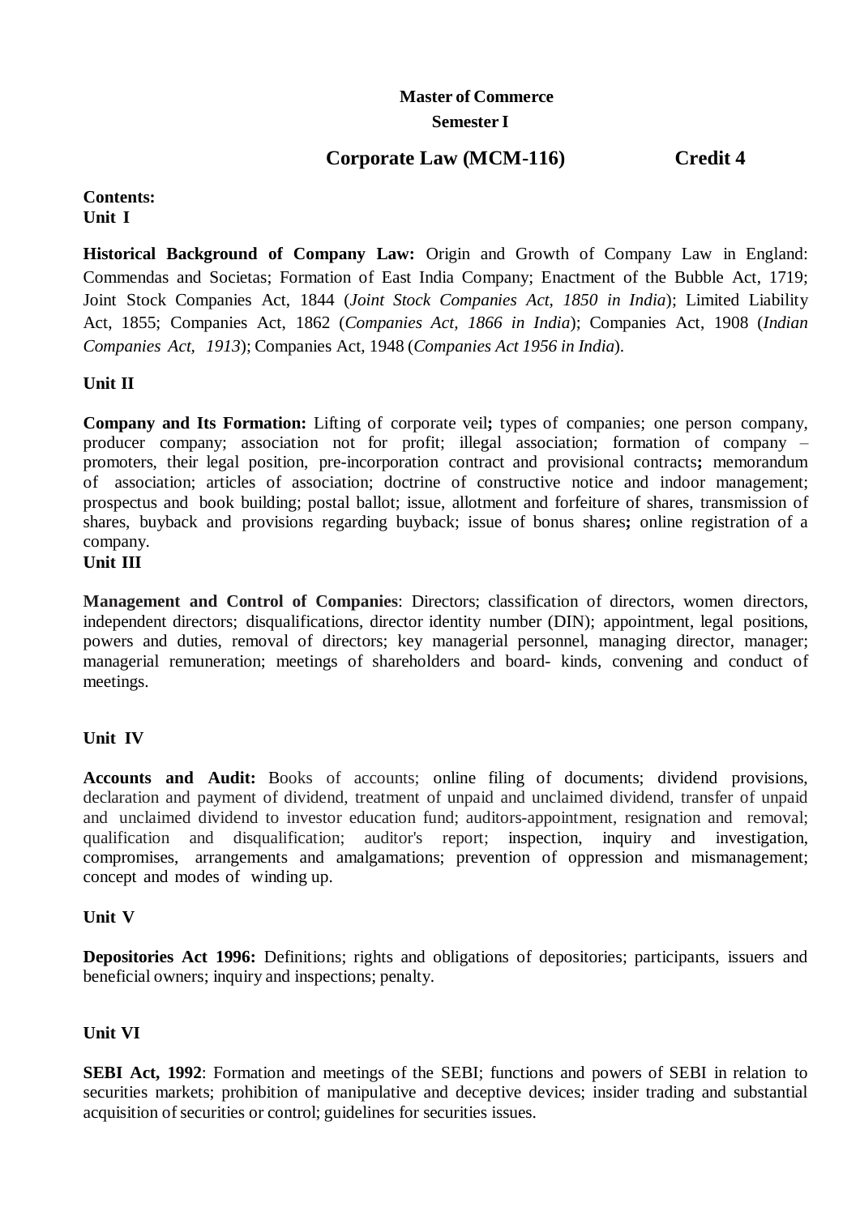**Master of Commerce**

**Semester I**

## Corporate Law (MCM-116) Credit 4

**Contents:**

**Unit I**

**Historical Background of Company Law:** Origin and Growth of Company Law in England: Commendas and Societas; Formation of East India Company; Enactment of the Bubble Act, 1719; Joint Stock Companies Act, 1844 (*Joint Stock Companies Act, 1850 in India*); Limited Liability Act, 1855; Companies Act, 1862 (*Companies Act, 1866 in India*); Companies Act, 1908 (*Indian Companies Act, 1913*); Companies Act, 1948 (*Companies Act 1956 in India*).

**Unit II**

**Company and Its Formation:** Lifting of corporate veil**;** types of companies; one person company, producer company; association not for profit; illegal association; formation of company – promoters, their legal position, pre-incorporation contract and provisional contracts**;** memorandum of association; articles of association; doctrine of constructive notice and indoor management; prospectus and book building; postal ballot; issue, allotment and forfeiture of shares, transmission of shares, buyback and provisions regarding buyback; issue of bonus shares**;** online registration of a company.

**Unit III**

**Management and Control of Companies**: Directors; classification of directors, women directors, independent directors; disqualifications, director identity number (DIN); appointment, legal positions, powers and duties, removal of directors; key managerial personnel, managing director, manager; managerial remuneration; meetings of shareholders and board- kinds, convening and conduct of meetings.

**Unit IV**

**Accounts and Audit:** Books of accounts; online filing of documents; dividend provisions, declaration and payment of dividend, treatment of unpaid and unclaimed dividend, transfer of unpaid and unclaimed dividend to investor education fund; auditors-appointment, resignation and removal; qualification and disqualification; auditor's report; inspection, inquiry and investigation, compromises, arrangements and amalgamations; prevention of oppression and mismanagement; concept and modes of winding up.

**Unit V**

**Depositories Act 1996:** Definitions; rights and obligations of depositories; participants, issuers and beneficial owners; inquiry and inspections; penalty.

**Unit VI**

**SEBI Act, 1992**: Formation and meetings of the SEBI; functions and powers of SEBI in relation to securities markets; prohibition of manipulative and deceptive devices; insider trading and substantial acquisition of securities or control; guidelines for securities issues.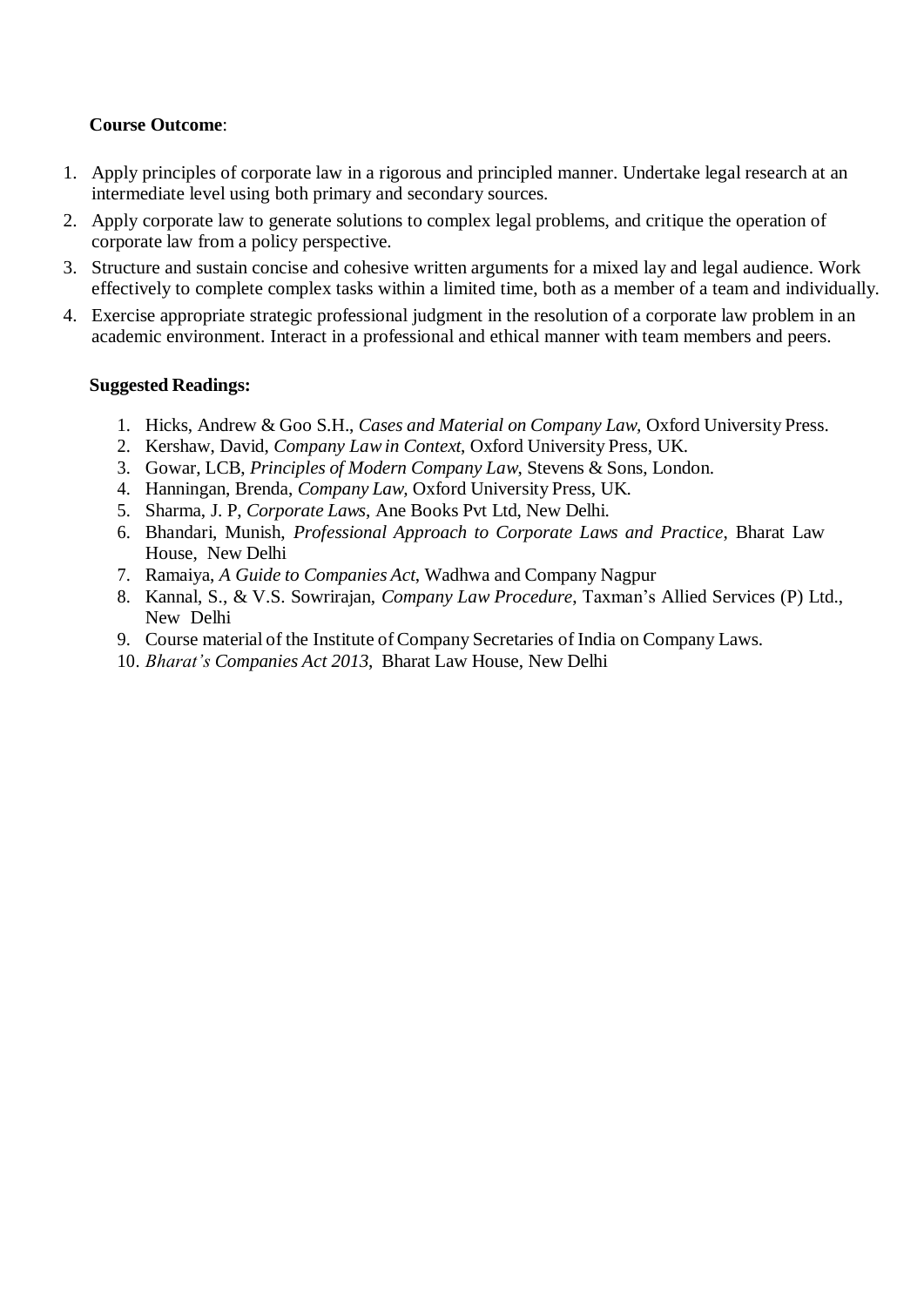**Course Outcome**:

1. Apply principles of corporate law in a rigorous and principled manner. Undertake legal research at an intermediate level using both primary and secondary sources.
2. Apply corporate law to generate solutions to complex legal problems, and critique the operation of corporate law from a policy perspective.
3. Structure and sustain concise and cohesive written arguments for a mixed lay and legal audience. Work effectively to complete complex tasks within a limited time, both as a member of a team and individually.
4. Exercise appropriate strategic professional judgment in the resolution of a corporate law problem in an academic environment. Interact in a professional and ethical manner with team members and peers.

**Suggested Readings:**

1. Hicks, Andrew & Goo S.H., *Cases and Material on Company Law*, Oxford University Press.
2. Kershaw, David, *Company Law in Context*, Oxford University Press, UK.
3. Gowar, LCB, *Principles of Modern Company Law*, Stevens & Sons, London.
4. Hanningan, Brenda, *Company Law*, Oxford University Press, UK.
5. Sharma, J. P, *Corporate Laws*, Ane Books Pvt Ltd, New Delhi.
6. Bhandari, Munish, *Professional Approach to Corporate Laws and Practice*, Bharat Law House, New Delhi
7. Ramaiya, *A Guide to Companies Act*, Wadhwa and Company Nagpur
8. Kannal, S., & V.S. Sowrirajan, *Company Law Procedure*, Taxman's Allied Services (P) Ltd., New Delhi
9. Course material of the Institute of Company Secretaries of India on Company Laws.
10. *Bharat's Companies Act 2013*, Bharat Law House, New Delhi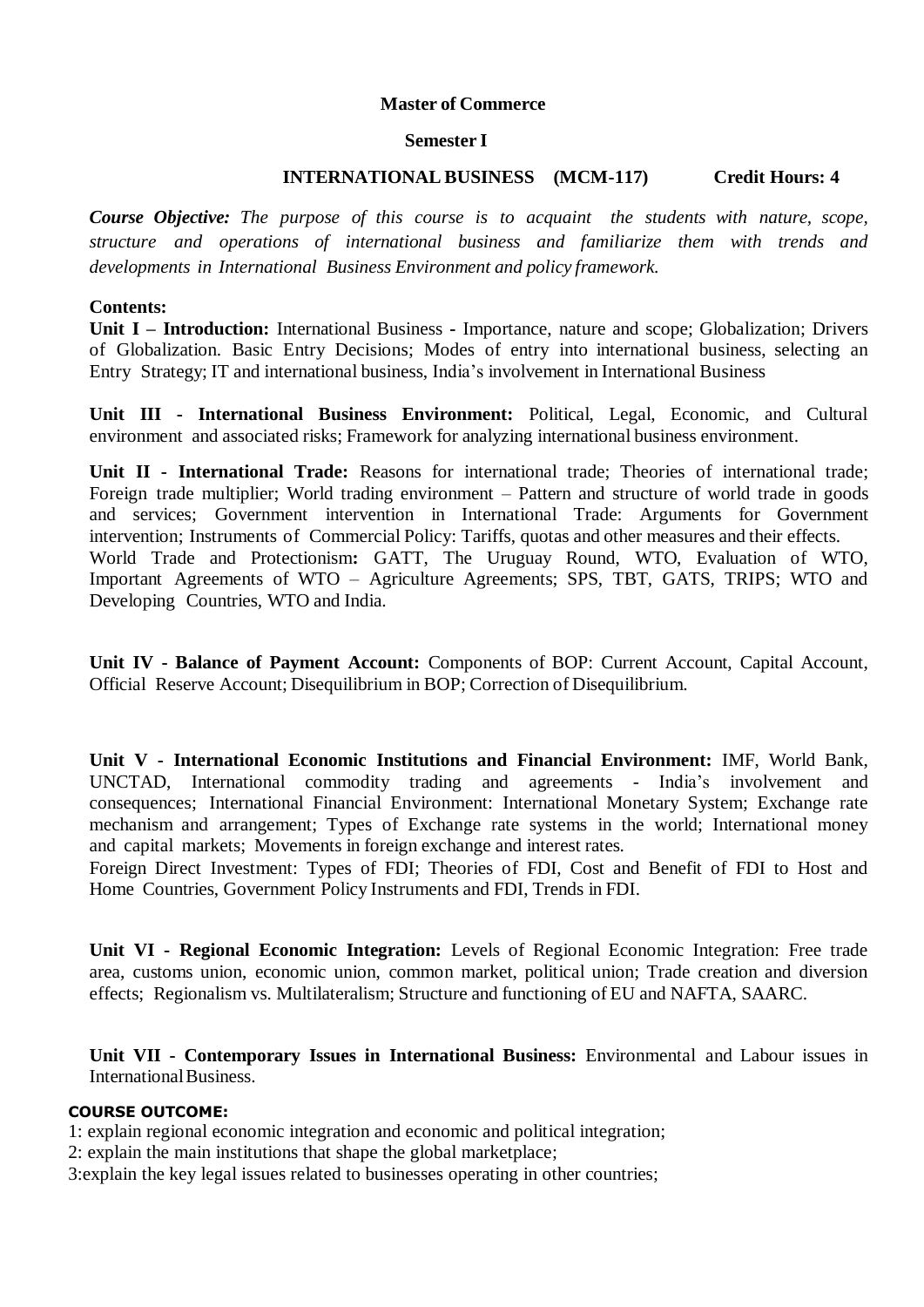**Master of Commerce**

**Semester I**

**INTERNATIONAL BUSINESS (MCM-117) Credit Hours: 4**

***Course Objective:*** *The purpose of this course is to acquaint the students with nature, scope, structure and operations of international business and familiarize them with trends and developments in International Business Environment and policy framework.*

**Contents:**

**Unit I – Introduction:** International Business - Importance, nature and scope; Globalization; Drivers of Globalization. Basic Entry Decisions; Modes of entry into international business, selecting an Entry Strategy; IT and international business, India's involvement in International Business

**Unit III - International Business Environment:** Political, Legal, Economic, and Cultural environment and associated risks; Framework for analyzing international business environment.

**Unit II - International Trade:** Reasons for international trade; Theories of international trade; Foreign trade multiplier; World trading environment – Pattern and structure of world trade in goods and services; Government intervention in International Trade: Arguments for Government intervention; Instruments of Commercial Policy: Tariffs, quotas and other measures and their effects.
World Trade and Protectionism**:** GATT, The Uruguay Round, WTO, Evaluation of WTO, Important Agreements of WTO – Agriculture Agreements; SPS, TBT, GATS, TRIPS; WTO and Developing Countries, WTO and India.

**Unit IV - Balance of Payment Account:** Components of BOP: Current Account, Capital Account, Official Reserve Account; Disequilibrium in BOP; Correction of Disequilibrium.

**Unit V - International Economic Institutions and Financial Environment:** IMF, World Bank, UNCTAD, International commodity trading and agreements - India's involvement and consequences; International Financial Environment: International Monetary System; Exchange rate mechanism and arrangement; Types of Exchange rate systems in the world; International money and capital markets; Movements in foreign exchange and interest rates.
Foreign Direct Investment: Types of FDI; Theories of FDI, Cost and Benefit of FDI to Host and Home Countries, Government Policy Instruments and FDI, Trends in FDI.

**Unit VI - Regional Economic Integration:** Levels of Regional Economic Integration: Free trade area, customs union, economic union, common market, political union; Trade creation and diversion effects; Regionalism vs. Multilateralism; Structure and functioning of EU and NAFTA, SAARC.

**Unit VII - Contemporary Issues in International Business:** Environmental and Labour issues in International Business.

**COURSE OUTCOME:**

1: explain regional economic integration and economic and political integration;
2: explain the main institutions that shape the global marketplace;
3:explain the key legal issues related to businesses operating in other countries;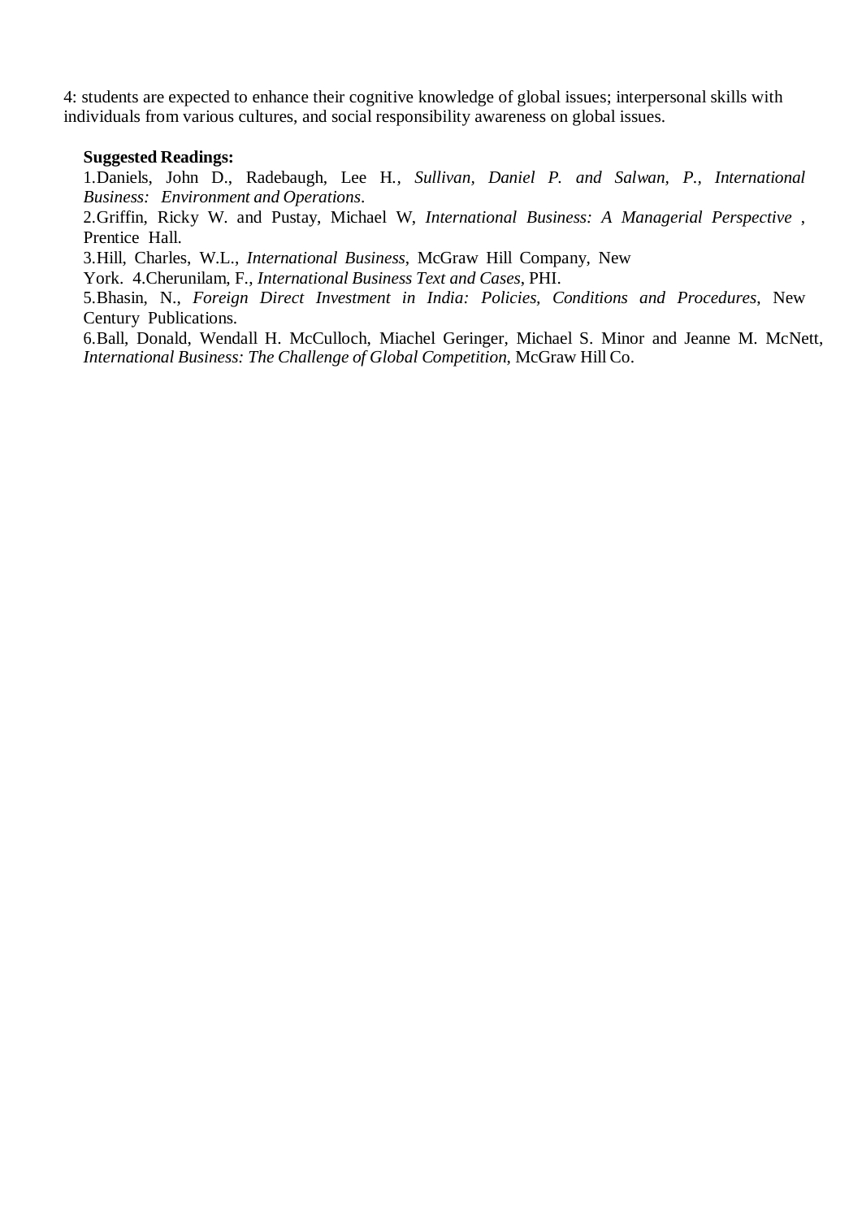4: students are expected to enhance their cognitive knowledge of global issues; interpersonal skills with individuals from various cultures, and social responsibility awareness on global issues.

**Suggested Readings:**

1. Daniels, John D., Radebaugh, Lee H., *Sullivan, Daniel P. and Salwan, P., International Business: Environment and Operations*.
2. Griffin, Ricky W. and Pustay, Michael W, *International Business: A Managerial Perspective* , Prentice Hall.
3. Hill, Charles, W.L., *International Business*, McGraw Hill Company, New York.
4. Cherunilam, F., *International Business Text and Cases*, PHI.
5. Bhasin, N., *Foreign Direct Investment in India: Policies, Conditions and Procedures*, New Century Publications.
6. Ball, Donald, Wendall H. McCulloch, Miachel Geringer, Michael S. Minor and Jeanne M. McNett, *International Business: The Challenge of Global Competition*, McGraw Hill Co.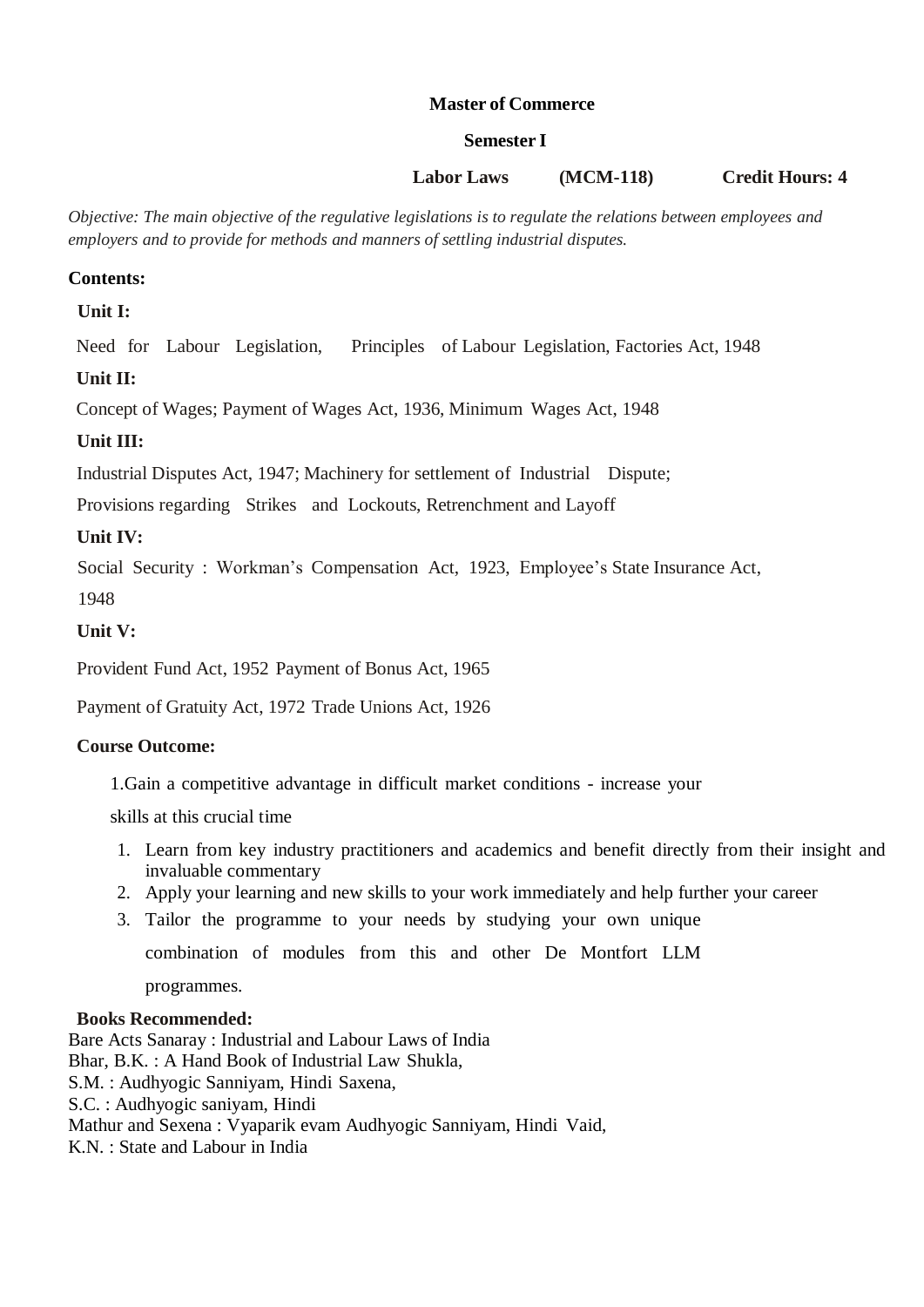**Master of Commerce**

**Semester I**

**Labor Laws (MCM-118) Credit Hours: 4**

*Objective: The main objective of the regulative legislations is to regulate the relations between employees and employers and to provide for methods and manners of settling industrial disputes.*

**Contents:**

**Unit I:**

Need for Labour Legislation, Principles of Labour Legislation, Factories Act, 1948

**Unit II:**

Concept of Wages; Payment of Wages Act, 1936, Minimum Wages Act, 1948

**Unit III:**

Industrial Disputes Act, 1947; Machinery for settlement of Industrial Dispute;

Provisions regarding Strikes and Lockouts, Retrenchment and Layoff

**Unit IV:**

Social Security : Workman's Compensation Act, 1923, Employee's State Insurance Act, 1948

**Unit V:**

Provident Fund Act, 1952 Payment of Bonus Act, 1965

Payment of Gratuity Act, 1972 Trade Unions Act, 1926

**Course Outcome:**

1.Gain a competitive advantage in difficult market conditions - increase your skills at this crucial time

1. Learn from key industry practitioners and academics and benefit directly from their insight and invaluable commentary
2. Apply your learning and new skills to your work immediately and help further your career
3. Tailor the programme to your needs by studying your own unique combination of modules from this and other De Montfort LLM programmes.

**Books Recommended:**

Bare Acts Sanaray : Industrial and Labour Laws of India
Bhar, B.K. : A Hand Book of Industrial Law Shukla,
S.M. : Audhyogic Sanniyam, Hindi Saxena,
S.C. : Audhyogic saniyam, Hindi
Mathur and Sexena : Vyaparik evam Audhyogic Sanniyam, Hindi Vaid,
K.N. : State and Labour in India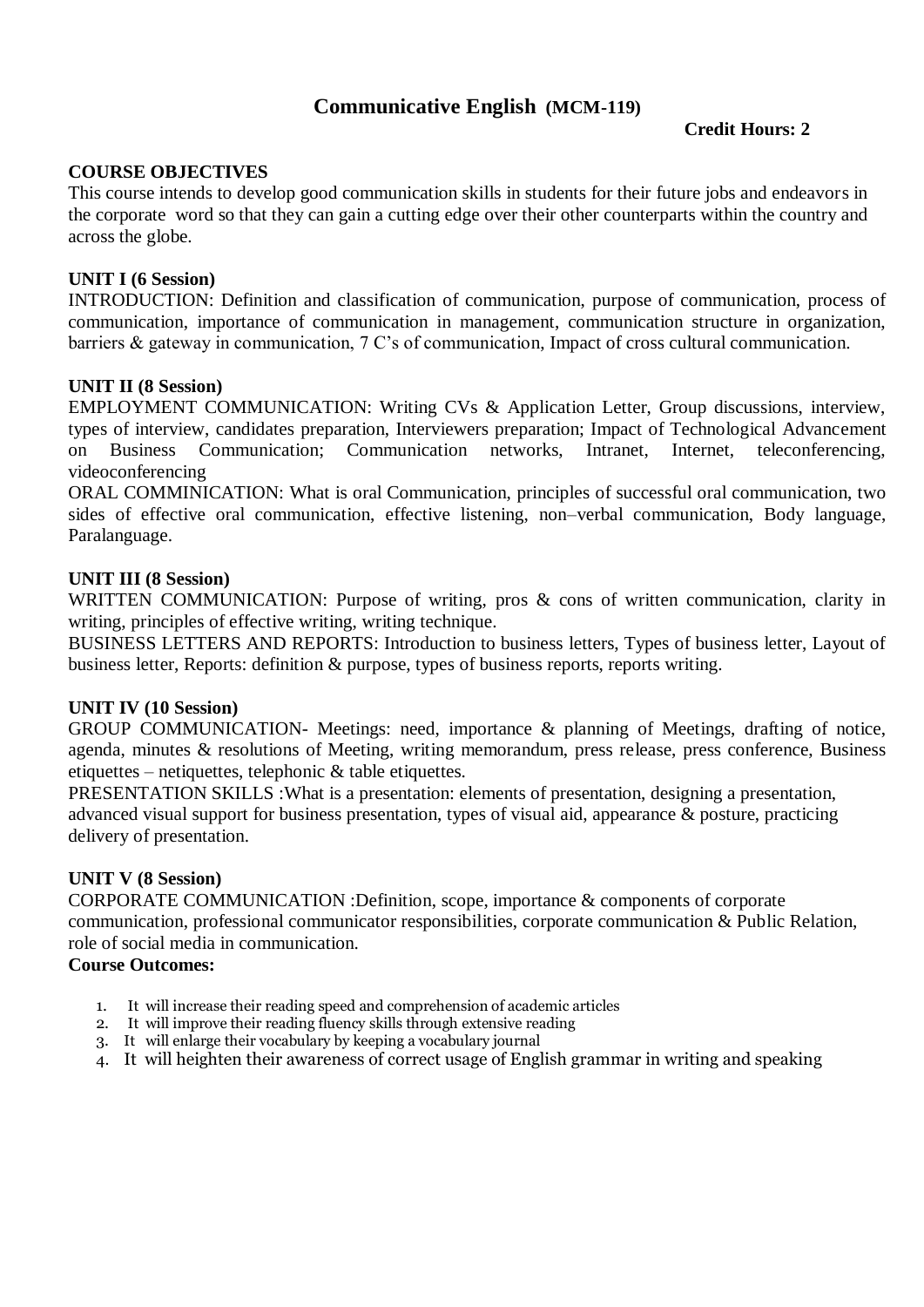# Communicative English (MCM-119)

**Credit Hours: 2**

**COURSE OBJECTIVES**

This course intends to develop good communication skills in students for their future jobs and endeavors in the corporate word so that they can gain a cutting edge over their other counterparts within the country and across the globe.

**UNIT I (6 Session)**

INTRODUCTION: Definition and classification of communication, purpose of communication, process of communication, importance of communication in management, communication structure in organization, barriers & gateway in communication, 7 C's of communication, Impact of cross cultural communication.

**UNIT II (8 Session)**

EMPLOYMENT COMMUNICATION: Writing CVs & Application Letter, Group discussions, interview, types of interview, candidates preparation, Interviewers preparation; Impact of Technological Advancement on Business Communication; Communication networks, Intranet, Internet, teleconferencing, videoconferencing

ORAL COMMINICATION: What is oral Communication, principles of successful oral communication, two sides of effective oral communication, effective listening, non–verbal communication, Body language, Paralanguage.

**UNIT III (8 Session)**

WRITTEN COMMUNICATION: Purpose of writing, pros & cons of written communication, clarity in writing, principles of effective writing, writing technique.

BUSINESS LETTERS AND REPORTS: Introduction to business letters, Types of business letter, Layout of business letter, Reports: definition & purpose, types of business reports, reports writing.

**UNIT IV (10 Session)**

GROUP COMMUNICATION- Meetings: need, importance & planning of Meetings, drafting of notice, agenda, minutes & resolutions of Meeting, writing memorandum, press release, press conference, Business etiquettes – netiquettes, telephonic & table etiquettes.

PRESENTATION SKILLS :What is a presentation: elements of presentation, designing a presentation, advanced visual support for business presentation, types of visual aid, appearance & posture, practicing delivery of presentation.

**UNIT V (8 Session)**

CORPORATE COMMUNICATION :Definition, scope, importance & components of corporate communication, professional communicator responsibilities, corporate communication & Public Relation, role of social media in communication.

**Course Outcomes:**

1. It will increase their reading speed and comprehension of academic articles
2. It will improve their reading fluency skills through extensive reading
3. It will enlarge their vocabulary by keeping a vocabulary journal
4. It will heighten their awareness of correct usage of English grammar in writing and speaking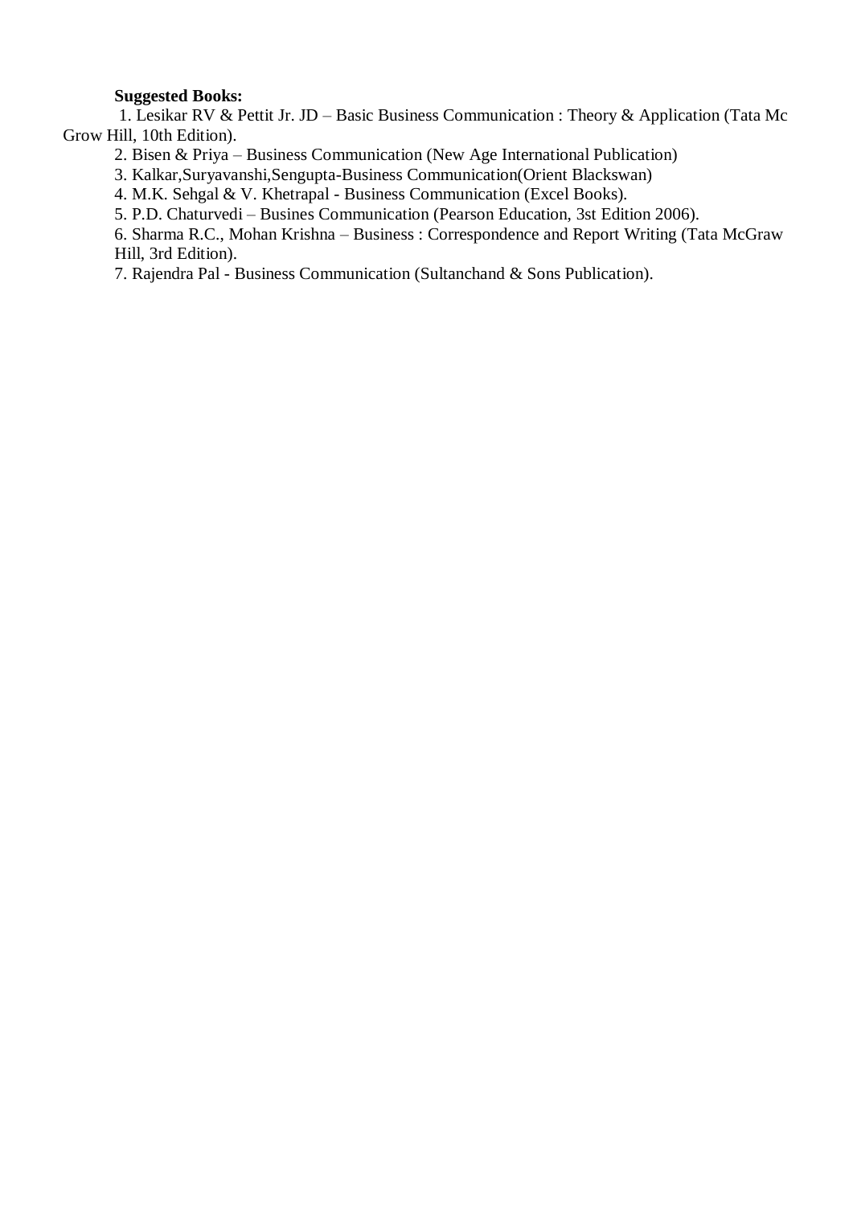**Suggested Books:**

1. Lesikar RV & Pettit Jr. JD – Basic Business Communication : Theory & Application (Tata Mc Grow Hill, 10th Edition).
2. Bisen & Priya – Business Communication (New Age International Publication)
3. Kalkar,Suryavanshi,Sengupta-Business Communication(Orient Blackswan)
4. M.K. Sehgal & V. Khetrapal - Business Communication (Excel Books).
5. P.D. Chaturvedi – Busines Communication (Pearson Education, 3st Edition 2006).
6. Sharma R.C., Mohan Krishna – Business : Correspondence and Report Writing (Tata McGraw Hill, 3rd Edition).
7. Rajendra Pal - Business Communication (Sultanchand & Sons Publication).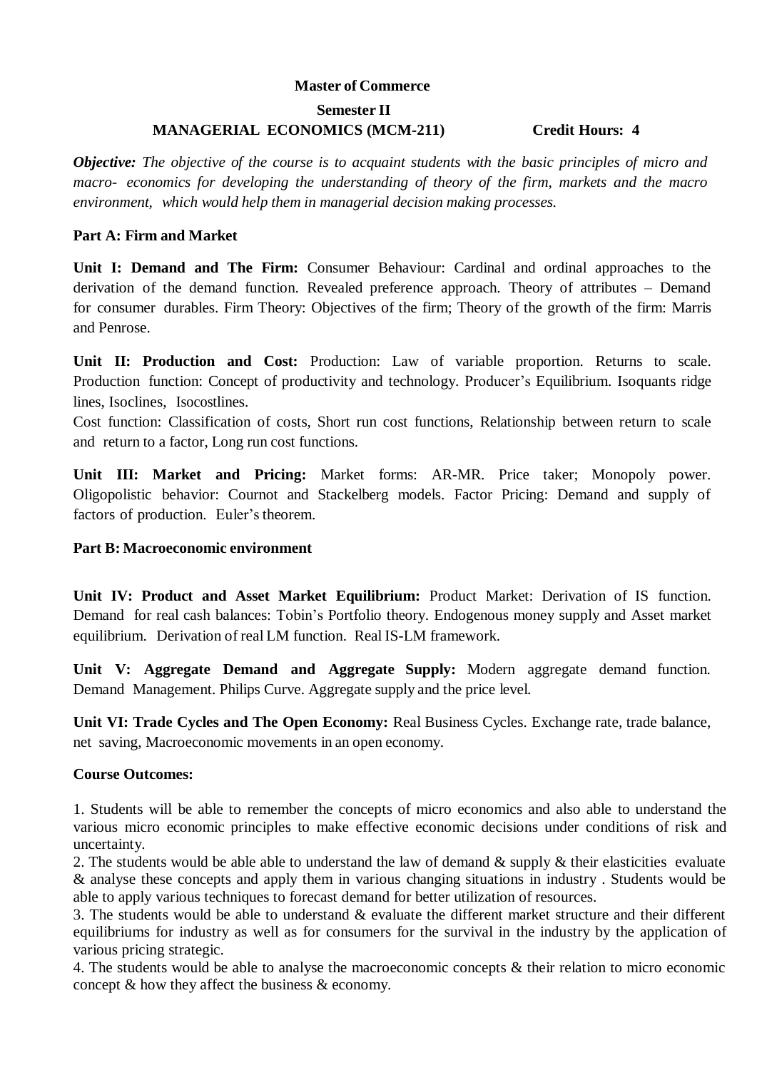## Master of Commerce

### Semester II

**MANAGERIAL ECONOMICS (MCM-211)** **Credit Hours: 4**

***Objective:*** *The objective of the course is to acquaint students with the basic principles of micro and macro- economics for developing the understanding of theory of the firm, markets and the macro environment, which would help them in managerial decision making processes.*

**Part A: Firm and Market**

**Unit I: Demand and The Firm:** Consumer Behaviour: Cardinal and ordinal approaches to the derivation of the demand function. Revealed preference approach. Theory of attributes – Demand for consumer durables. Firm Theory: Objectives of the firm; Theory of the growth of the firm: Marris and Penrose.

**Unit II: Production and Cost:** Production: Law of variable proportion. Returns to scale. Production function: Concept of productivity and technology. Producer's Equilibrium. Isoquants ridge lines, Isoclines, Isocostlines.
Cost function: Classification of costs, Short run cost functions, Relationship between return to scale and return to a factor, Long run cost functions.

**Unit III: Market and Pricing:** Market forms: AR-MR. Price taker; Monopoly power. Oligopolistic behavior: Cournot and Stackelberg models. Factor Pricing: Demand and supply of factors of production. Euler's theorem.

**Part B: Macroeconomic environment**

**Unit IV: Product and Asset Market Equilibrium:** Product Market: Derivation of IS function. Demand for real cash balances: Tobin's Portfolio theory. Endogenous money supply and Asset market equilibrium. Derivation of real LM function. Real IS-LM framework.

**Unit V: Aggregate Demand and Aggregate Supply:** Modern aggregate demand function. Demand Management. Philips Curve. Aggregate supply and the price level.

**Unit VI: Trade Cycles and The Open Economy:** Real Business Cycles. Exchange rate, trade balance, net saving, Macroeconomic movements in an open economy.

**Course Outcomes:**

1. Students will be able to remember the concepts of micro economics and also able to understand the various micro economic principles to make effective economic decisions under conditions of risk and uncertainty.
2. The students would be able able to understand the law of demand & supply & their elasticities evaluate & analyse these concepts and apply them in various changing situations in industry . Students would be able to apply various techniques to forecast demand for better utilization of resources.
3. The students would be able to understand & evaluate the different market structure and their different equilibriums for industry as well as for consumers for the survival in the industry by the application of various pricing strategic.
4. The students would be able to analyse the macroeconomic concepts & their relation to micro economic concept & how they affect the business & economy.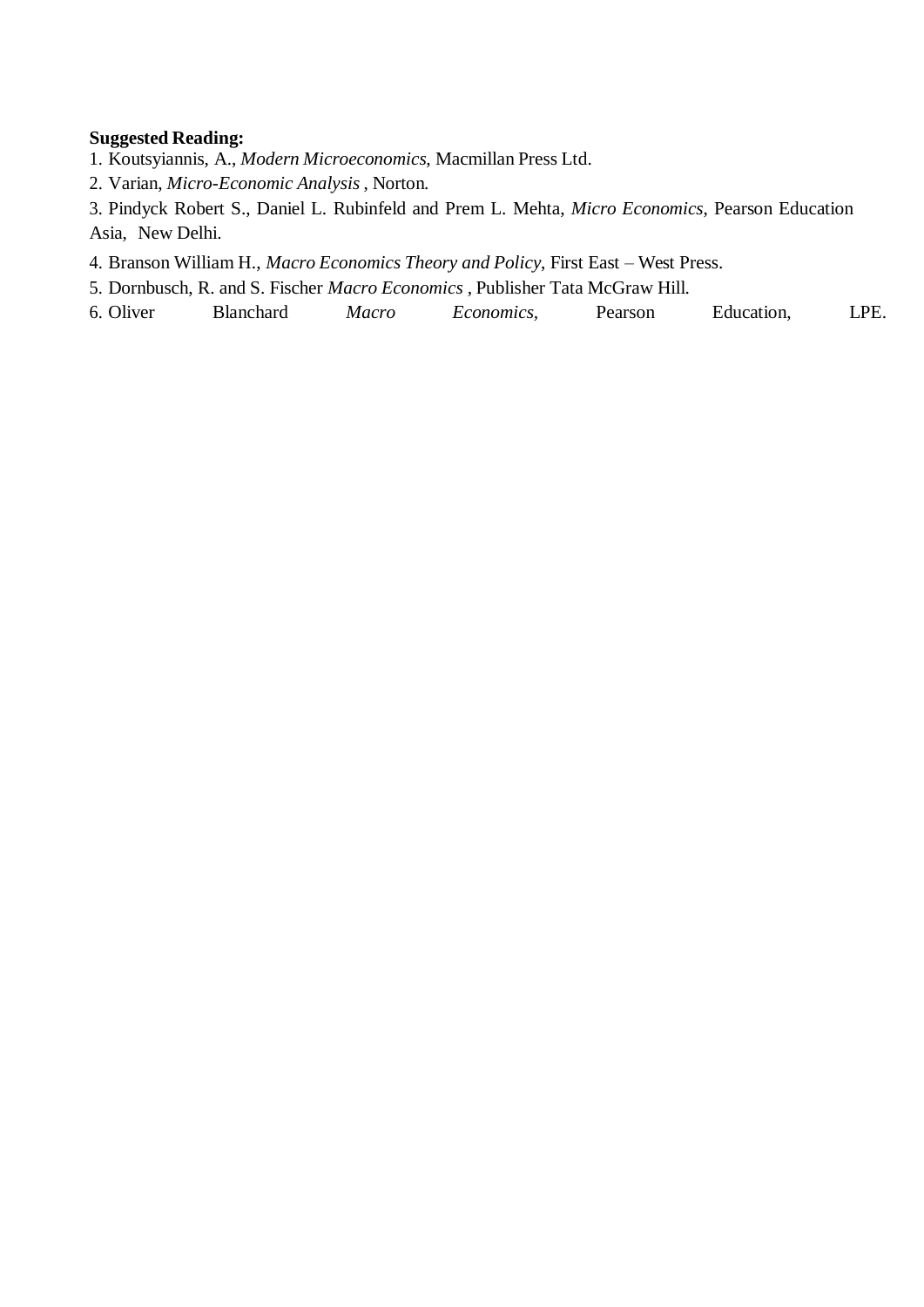**Suggested Reading:**

1. Koutsyiannis, A., *Modern Microeconomics*, Macmillan Press Ltd.
2. Varian, *Micro-Economic Analysis* , Norton.
3. Pindyck Robert S., Daniel L. Rubinfeld and Prem L. Mehta, *Micro Economics*, Pearson Education Asia, New Delhi.
4. Branson William H., *Macro Economics Theory and Policy*, First East – West Press.
5. Dornbusch, R. and S. Fischer *Macro Economics* , Publisher Tata McGraw Hill.
6. Oliver Blanchard *Macro Economics*, Pearson Education, LPE.